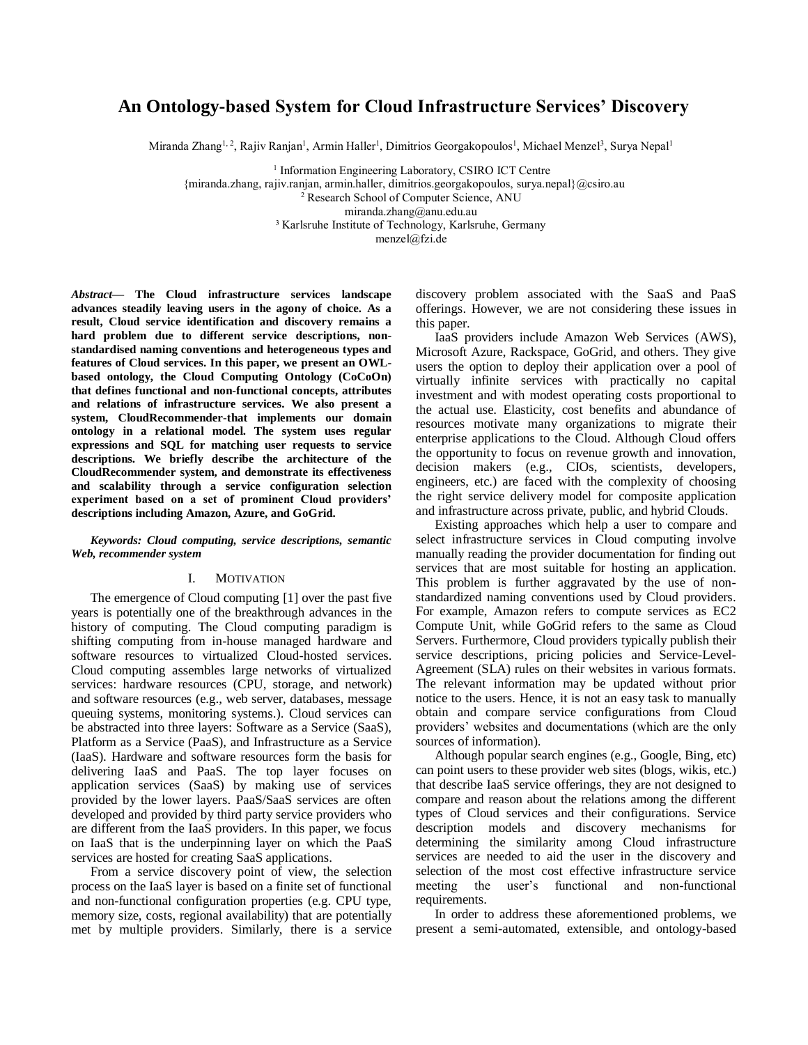# An Ontology-based System for Cloud Infrastructure Services' Discovery

Miranda Zhang[1, 2], Rajiv Ranjan[1], Armin Haller[1], Dimitrios Georgakopoulos[1], Michael Menzel[3], Surya Nepal[1]

[1] Information Engineering Laboratory, CSIRO ICT Centre
{miranda.zhang, rajiv.ranjan, armin.haller, dimitrios.georgakopoulos, surya.nepal}@csiro.au
[2] Research School of Computer Science, ANU
miranda.zhang@anu.edu.au
[3] Karlsruhe Institute of Technology, Karlsruhe, Germany
menzel@fzi.de

***Abstract*— The Cloud infrastructure services landscape advances steadily leaving users in the agony of choice. As a result, Cloud service identification and discovery remains a hard problem due to different service descriptions, non-standardised naming conventions and heterogeneous types and features of Cloud services. In this paper, we present an OWL-based ontology, the Cloud Computing Ontology (CoCoOn) that defines functional and non-functional concepts, attributes and relations of infrastructure services. We also present a system, CloudRecommender-that implements our domain ontology in a relational model. The system uses regular expressions and SQL for matching user requests to service descriptions. We briefly describe the architecture of the CloudRecommender system, and demonstrate its effectiveness and scalability through a service configuration selection experiment based on a set of prominent Cloud providers' descriptions including Amazon, Azure, and GoGrid.**

***Keywords: Cloud computing, service descriptions, semantic Web, recommender system***

## I. Motivation

The emergence of Cloud computing [1] over the past five years is potentially one of the breakthrough advances in the history of computing. The Cloud computing paradigm is shifting computing from in-house managed hardware and software resources to virtualized Cloud-hosted services. Cloud computing assembles large networks of virtualized services: hardware resources (CPU, storage, and network) and software resources (e.g., web server, databases, message queuing systems, monitoring systems.). Cloud services can be abstracted into three layers: Software as a Service (SaaS), Platform as a Service (PaaS), and Infrastructure as a Service (IaaS). Hardware and software resources form the basis for delivering IaaS and PaaS. The top layer focuses on application services (SaaS) by making use of services provided by the lower layers. PaaS/SaaS services are often developed and provided by third party service providers who are different from the IaaS providers. In this paper, we focus on IaaS that is the underpinning layer on which the PaaS services are hosted for creating SaaS applications.

From a service discovery point of view, the selection process on the IaaS layer is based on a finite set of functional and non-functional configuration properties (e.g. CPU type, memory size, costs, regional availability) that are potentially met by multiple providers. Similarly, there is a service discovery problem associated with the SaaS and PaaS offerings. However, we are not considering these issues in this paper.

IaaS providers include Amazon Web Services (AWS), Microsoft Azure, Rackspace, GoGrid, and others. They give users the option to deploy their application over a pool of virtually infinite services with practically no capital investment and with modest operating costs proportional to the actual use. Elasticity, cost benefits and abundance of resources motivate many organizations to migrate their enterprise applications to the Cloud. Although Cloud offers the opportunity to focus on revenue growth and innovation, decision makers (e.g., CIOs, scientists, developers, engineers, etc.) are faced with the complexity of choosing the right service delivery model for composite application and infrastructure across private, public, and hybrid Clouds.

Existing approaches which help a user to compare and select infrastructure services in Cloud computing involve manually reading the provider documentation for finding out services that are most suitable for hosting an application. This problem is further aggravated by the use of non-standardized naming conventions used by Cloud providers. For example, Amazon refers to compute services as EC2 Compute Unit, while GoGrid refers to the same as Cloud Servers. Furthermore, Cloud providers typically publish their service descriptions, pricing policies and Service-Level-Agreement (SLA) rules on their websites in various formats. The relevant information may be updated without prior notice to the users. Hence, it is not an easy task to manually obtain and compare service configurations from Cloud providers' websites and documentations (which are the only sources of information).

Although popular search engines (e.g., Google, Bing, etc) can point users to these provider web sites (blogs, wikis, etc.) that describe IaaS service offerings, they are not designed to compare and reason about the relations among the different types of Cloud services and their configurations. Service description models and discovery mechanisms for determining the similarity among Cloud infrastructure services are needed to aid the user in the discovery and selection of the most cost effective infrastructure service meeting the user's functional and non-functional requirements.

In order to address these aforementioned problems, we present a semi-automated, extensible, and ontology-based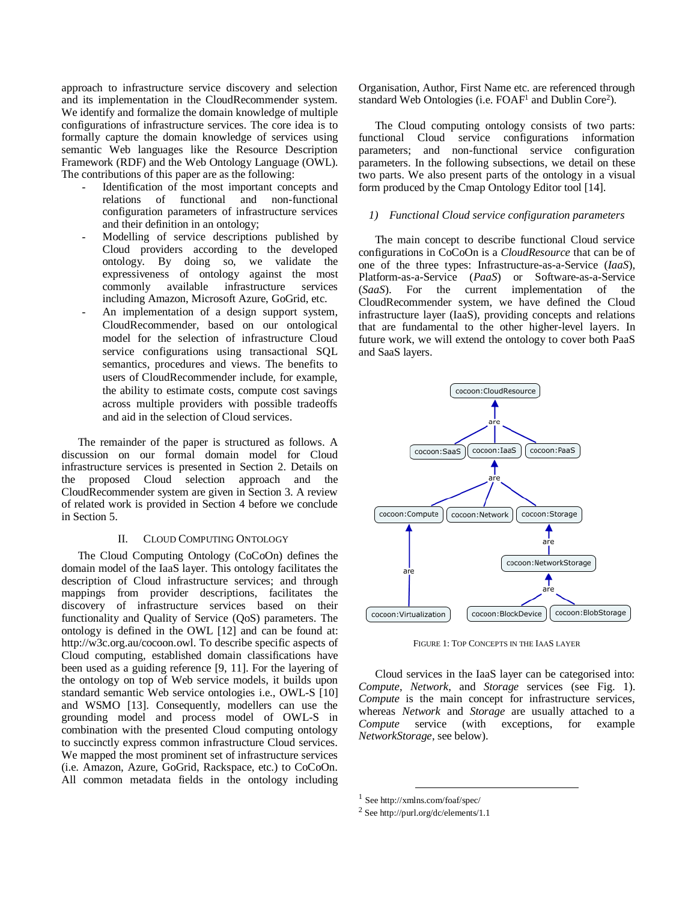approach to infrastructure service discovery and selection and its implementation in the CloudRecommender system. We identify and formalize the domain knowledge of multiple configurations of infrastructure services. The core idea is to formally capture the domain knowledge of services using semantic Web languages like the Resource Description Framework (RDF) and the Web Ontology Language (OWL). The contributions of this paper are as the following:

- Identification of the most important concepts and relations of functional and non-functional configuration parameters of infrastructure services and their definition in an ontology;
- Modelling of service descriptions published by Cloud providers according to the developed ontology. By doing so, we validate the expressiveness of ontology against the most commonly available infrastructure services including Amazon, Microsoft Azure, GoGrid, etc.
- An implementation of a design support system, CloudRecommender, based on our ontological model for the selection of infrastructure Cloud service configurations using transactional SQL semantics, procedures and views. The benefits to users of CloudRecommender include, for example, the ability to estimate costs, compute cost savings across multiple providers with possible tradeoffs and aid in the selection of Cloud services.

The remainder of the paper is structured as follows. A discussion on our formal domain model for Cloud infrastructure services is presented in Section 2. Details on the proposed Cloud selection approach and the CloudRecommender system are given in Section 3. A review of related work is provided in Section 4 before we conclude in Section 5.

## II. Cloud Computing Ontology

The Cloud Computing Ontology (CoCoOn) defines the domain model of the IaaS layer. This ontology facilitates the description of Cloud infrastructure services; and through mappings from provider descriptions, facilitates the discovery of infrastructure services based on their functionality and Quality of Service (QoS) parameters. The ontology is defined in the OWL [12] and can be found at: http://w3c.org.au/cocoon.owl. To describe specific aspects of Cloud computing, established domain classifications have been used as a guiding reference [9, 11]. For the layering of the ontology on top of Web service models, it builds upon standard semantic Web service ontologies i.e., OWL-S [10] and WSMO [13]. Consequently, modellers can use the grounding model and process model of OWL-S in combination with the presented Cloud computing ontology to succinctly express common infrastructure Cloud services. We mapped the most prominent set of infrastructure services (i.e. Amazon, Azure, GoGrid, Rackspace, etc.) to CoCoOn. All common metadata fields in the ontology including Organisation, Author, First Name etc. are referenced through standard Web Ontologies (i.e. FOAF[1] and Dublin Core[2]).

The Cloud computing ontology consists of two parts: functional Cloud service configurations information parameters; and non-functional service configuration parameters. In the following subsections, we detail on these two parts. We also present parts of the ontology in a visual form produced by the Cmap Ontology Editor tool [14].

### 1) Functional Cloud service configuration parameters

The main concept to describe functional Cloud service configurations in CoCoOn is a *CloudResource* that can be of one of the three types: Infrastructure-as-a-Service (*IaaS*), Platform-as-a-Service (*PaaS*) or Software-as-a-Service (*SaaS*). For the current implementation of the CloudRecommender system, we have defined the Cloud infrastructure layer (IaaS), providing concepts and relations that are fundamental to the other higher-level layers. In future work, we will extend the ontology to cover both PaaS and SaaS layers.

Figure 1: Top Concepts in the IaaS layer

Cloud services in the IaaS layer can be categorised into: *Compute*, *Network*, and *Storage* services (see Fig. 1). *Compute* is the main concept for infrastructure services, whereas *Network* and *Storage* are usually attached to a *Compute* service (with exceptions, for example *NetworkStorage*, see below).

[1] See http://xmlns.com/foaf/spec/

[2] See http://purl.org/dc/elements/1.1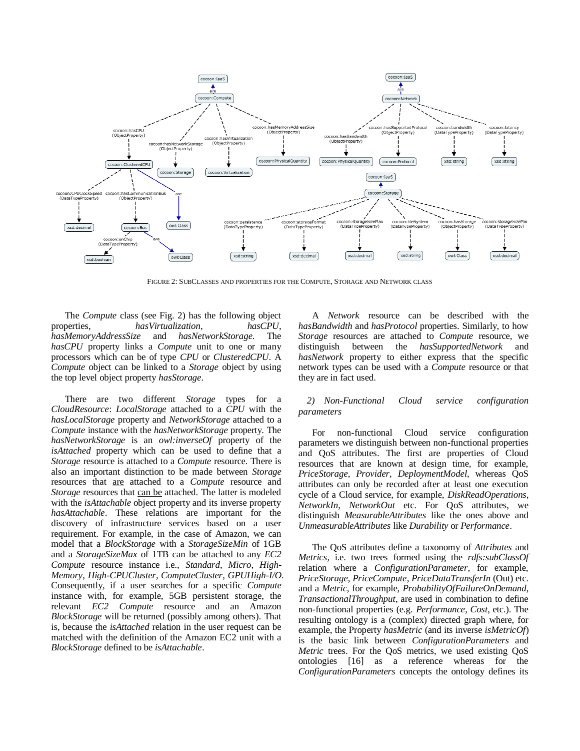FIGURE 2: SUBCLASSES AND PROPERTIES FOR THE COMPUTE, STORAGE AND NETWORK CLASS

The *Compute* class (see Fig. 2) has the following object properties, *hasVirtualization*, *hasCPU*, *hasMemoryAddressSize* and *hasNetworkStorage*. The *hasCPU* property links a *Compute* unit to one or many processors which can be of type *CPU* or *ClusteredCPU*. A *Compute* object can be linked to a *Storage* object by using the top level object property *hasStorage*.

There are two different *Storage* types for a *CloudResource*: *LocalStorage* attached to a *CPU* with the *hasLocalStorage* property and *NetworkStorage* attached to a *Compute* instance with the *hasNetworkStorage* property. The *hasNetworkStorage* is an *owl:inverseOf* property of the *isAttached* property which can be used to define that a *Storage* resource is attached to a *Compute* resource. There is also an important distinction to be made between *Storage* resources that are attached to a *Compute* resource and *Storage* resources that can be attached. The latter is modeled with the *isAttachable* object property and its inverse property *hasAttachable*. These relations are important for the discovery of infrastructure services based on a user requirement. For example, in the case of Amazon, we can model that a *BlockStorage* with a *StorageSizeMin* of 1GB and a *StorageSizeMax* of 1TB can be attached to any *EC2 Compute* resource instance i.e., *Standard*, *Micro*, *High-Memory*, *High-CPUCluster*, *ComputeCluster*, *GPUHigh-I/O*. Consequently, if a user searches for a specific *Compute* instance with, for example, 5GB persistent storage, the relevant *EC2 Compute* resource and an Amazon *BlockStorage* will be returned (possibly among others). That is, because the *isAttached* relation in the user request can be matched with the definition of the Amazon EC2 unit with a *BlockStorage* defined to be *isAttachable*.

A *Network* resource can be described with the *hasBandwidth* and *hasProtocol* properties. Similarly, to how *Storage* resources are attached to *Compute* resource, we distinguish between the *hasSupportedNetwork* and *hasNetwork* property to either express that the specific network types can be used with a *Compute* resource or that they are in fact used.

*2) Non-Functional Cloud service configuration parameters*

For non-functional Cloud service configuration parameters we distinguish between non-functional properties and QoS attributes. The first are properties of Cloud resources that are known at design time, for example, *PriceStorage*, *Provider*, *DeploymentModel*, whereas QoS attributes can only be recorded after at least one execution cycle of a Cloud service, for example, *DiskReadOperations*, *NetworkIn*, *NetworkOut* etc. For QoS attributes, we distinguish *MeasurableAttributes* like the ones above and *UnmeasurableAttributes* like *Durability* or *Performance*.

The QoS attributes define a taxonomy of *Attributes* and *Metrics*, i.e. two trees formed using the *rdfs:subClassOf* relation where a *ConfigurationParameter*, for example, *PriceStorage*, *PriceCompute*, *PriceDataTransferIn* (Out) etc. and a *Metric*, for example, *ProbabilityOfFailureOnDemand*, *TransactionalThroughput*, are used in combination to define non-functional properties (e.g. *Performance*, *Cost*, etc.). The resulting ontology is a (complex) directed graph where, for example, the Property *hasMetric* (and its inverse *isMetricOf*) is the basic link between *ConfigurationParameters* and *Metric* trees. For the QoS metrics, we used existing QoS ontologies [16] as a reference whereas for the *ConfigurationParameters* concepts the ontology defines its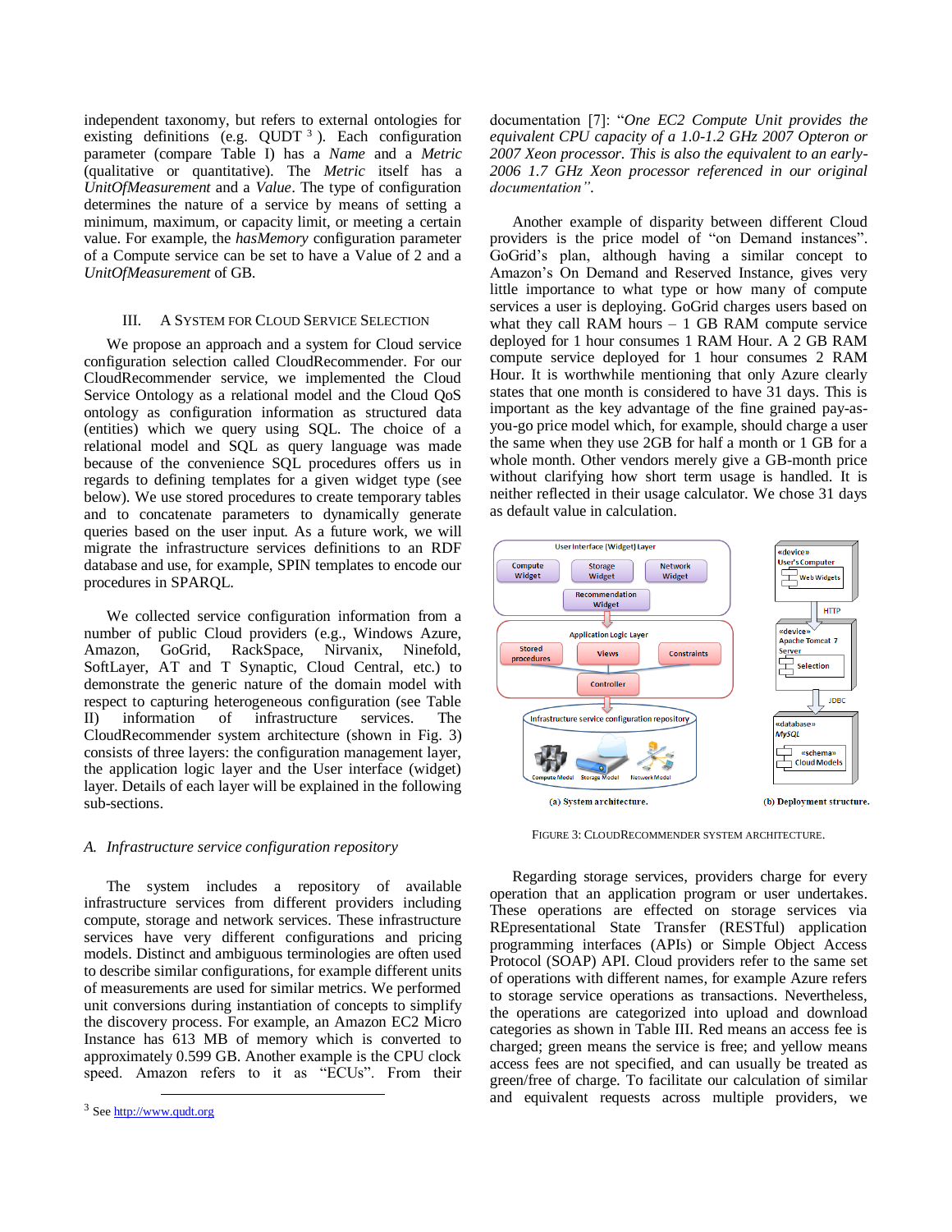independent taxonomy, but refers to external ontologies for existing definitions (e.g. QUDT [3] ). Each configuration parameter (compare Table I) has a *Name* and a *Metric* (qualitative or quantitative). The *Metric* itself has a *UnitOfMeasurement* and a *Value*. The type of configuration determines the nature of a service by means of setting a minimum, maximum, or capacity limit, or meeting a certain value. For example, the *hasMemory* configuration parameter of a Compute service can be set to have a Value of 2 and a *UnitOfMeasurement* of GB.

## III. A System for Cloud Service Selection

We propose an approach and a system for Cloud service configuration selection called CloudRecommender. For our CloudRecommender service, we implemented the Cloud Service Ontology as a relational model and the Cloud QoS ontology as configuration information as structured data (entities) which we query using SQL. The choice of a relational model and SQL as query language was made because of the convenience SQL procedures offers us in regards to defining templates for a given widget type (see below). We use stored procedures to create temporary tables and to concatenate parameters to dynamically generate queries based on the user input. As a future work, we will migrate the infrastructure services definitions to an RDF database and use, for example, SPIN templates to encode our procedures in SPARQL.

We collected service configuration information from a number of public Cloud providers (e.g., Windows Azure, Amazon, GoGrid, RackSpace, Nirvanix, Ninefold, SoftLayer, AT and T Synaptic, Cloud Central, etc.) to demonstrate the generic nature of the domain model with respect to capturing heterogeneous configuration (see Table II) information of infrastructure services. The CloudRecommender system architecture (shown in Fig. 3) consists of three layers: the configuration management layer, the application logic layer and the User interface (widget) layer. Details of each layer will be explained in the following sub-sections.

### *A. Infrastructure service configuration repository*

The system includes a repository of available infrastructure services from different providers including compute, storage and network services. These infrastructure services have very different configurations and pricing models. Distinct and ambiguous terminologies are often used to describe similar configurations, for example different units of measurements are used for similar metrics. We performed unit conversions during instantiation of concepts to simplify the discovery process. For example, an Amazon EC2 Micro Instance has 613 MB of memory which is converted to approximately 0.599 GB. Another example is the CPU clock speed. Amazon refers to it as "ECUs". From their documentation [7]: "*One EC2 Compute Unit provides the equivalent CPU capacity of a 1.0-1.2 GHz 2007 Opteron or 2007 Xeon processor. This is also the equivalent to an early-2006 1.7 GHz Xeon processor referenced in our original documentation"*.

Another example of disparity between different Cloud providers is the price model of "on Demand instances". GoGrid's plan, although having a similar concept to Amazon's On Demand and Reserved Instance, gives very little importance to what type or how many of compute services a user is deploying. GoGrid charges users based on what they call RAM hours – 1 GB RAM compute service deployed for 1 hour consumes 1 RAM Hour. A 2 GB RAM compute service deployed for 1 hour consumes 2 RAM Hour. It is worthwhile mentioning that only Azure clearly states that one month is considered to have 31 days. This is important as the key advantage of the fine grained pay-as-you-go price model which, for example, should charge a user the same when they use 2GB for half a month or 1 GB for a whole month. Other vendors merely give a GB-month price without clarifying how short term usage is handled. It is neither reflected in their usage calculator. We chose 31 days as default value in calculation.

(a) System architecture. (b) Deployment structure.

Figure 3: CloudRecommender system architecture.

Regarding storage services, providers charge for every operation that an application program or user undertakes. These operations are effected on storage services via REpresentational State Transfer (RESTful) application programming interfaces (APIs) or Simple Object Access Protocol (SOAP) API. Cloud providers refer to the same set of operations with different names, for example Azure refers to storage service operations as transactions. Nevertheless, the operations are categorized into upload and download categories as shown in Table III. Red means an access fee is charged; green means the service is free; and yellow means access fees are not specified, and can usually be treated as green/free of charge. To facilitate our calculation of similar and equivalent requests across multiple providers, we

[3] See http://www.qudt.org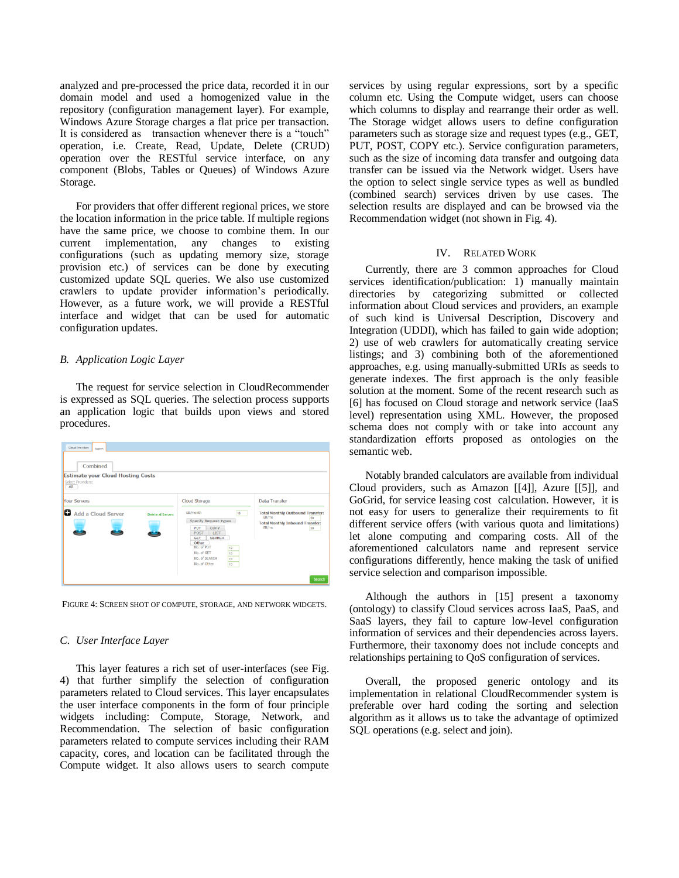analyzed and pre-processed the price data, recorded it in our domain model and used a homogenized value in the repository (configuration management layer). For example, Windows Azure Storage charges a flat price per transaction. It is considered as transaction whenever there is a "touch" operation, i.e. Create, Read, Update, Delete (CRUD) operation over the RESTful service interface, on any component (Blobs, Tables or Queues) of Windows Azure Storage.

For providers that offer different regional prices, we store the location information in the price table. If multiple regions have the same price, we choose to combine them. In our current implementation, any changes to existing configurations (such as updating memory size, storage provision etc.) of services can be done by executing customized update SQL queries. We also use customized crawlers to update provider information's periodically. However, as a future work, we will provide a RESTful interface and widget that can be used for automatic configuration updates.

### B. Application Logic Layer

The request for service selection in CloudRecommender is expressed as SQL queries. The selection process supports an application logic that builds upon views and stored procedures.

FIGURE 4: SCREEN SHOT OF COMPUTE, STORAGE, AND NETWORK WIDGETS.

### C. User Interface Layer

This layer features a rich set of user-interfaces (see Fig. 4) that further simplify the selection of configuration parameters related to Cloud services. This layer encapsulates the user interface components in the form of four principle widgets including: Compute, Storage, Network, and Recommendation. The selection of basic configuration parameters related to compute services including their RAM capacity, cores, and location can be facilitated through the Compute widget. It also allows users to search compute services by using regular expressions, sort by a specific column etc. Using the Compute widget, users can choose which columns to display and rearrange their order as well. The Storage widget allows users to define configuration parameters such as storage size and request types (e.g., GET, PUT, POST, COPY etc.). Service configuration parameters, such as the size of incoming data transfer and outgoing data transfer can be issued via the Network widget. Users have the option to select single service types as well as bundled (combined search) services driven by use cases. The selection results are displayed and can be browsed via the Recommendation widget (not shown in Fig. 4).

## IV. RELATED WORK

Currently, there are 3 common approaches for Cloud services identification/publication: 1) manually maintain directories by categorizing submitted or collected information about Cloud services and providers, an example of such kind is Universal Description, Discovery and Integration (UDDI), which has failed to gain wide adoption; 2) use of web crawlers for automatically creating service listings; and 3) combining both of the aforementioned approaches, e.g. using manually-submitted URIs as seeds to generate indexes. The first approach is the only feasible solution at the moment. Some of the recent research such as [6] has focused on Cloud storage and network service (IaaS level) representation using XML. However, the proposed schema does not comply with or take into account any standardization efforts proposed as ontologies on the semantic web.

Notably branded calculators are available from individual Cloud providers, such as Amazon [[4]], Azure [[5]], and GoGrid, for service leasing cost calculation. However, it is not easy for users to generalize their requirements to fit different service offers (with various quota and limitations) let alone computing and comparing costs. All of the aforementioned calculators name and represent service configurations differently, hence making the task of unified service selection and comparison impossible.

Although the authors in [15] present a taxonomy (ontology) to classify Cloud services across IaaS, PaaS, and SaaS layers, they fail to capture low-level configuration information of services and their dependencies across layers. Furthermore, their taxonomy does not include concepts and relationships pertaining to QoS configuration of services.

Overall, the proposed generic ontology and its implementation in relational CloudRecommender system is preferable over hard coding the sorting and selection algorithm as it allows us to take the advantage of optimized SQL operations (e.g. select and join).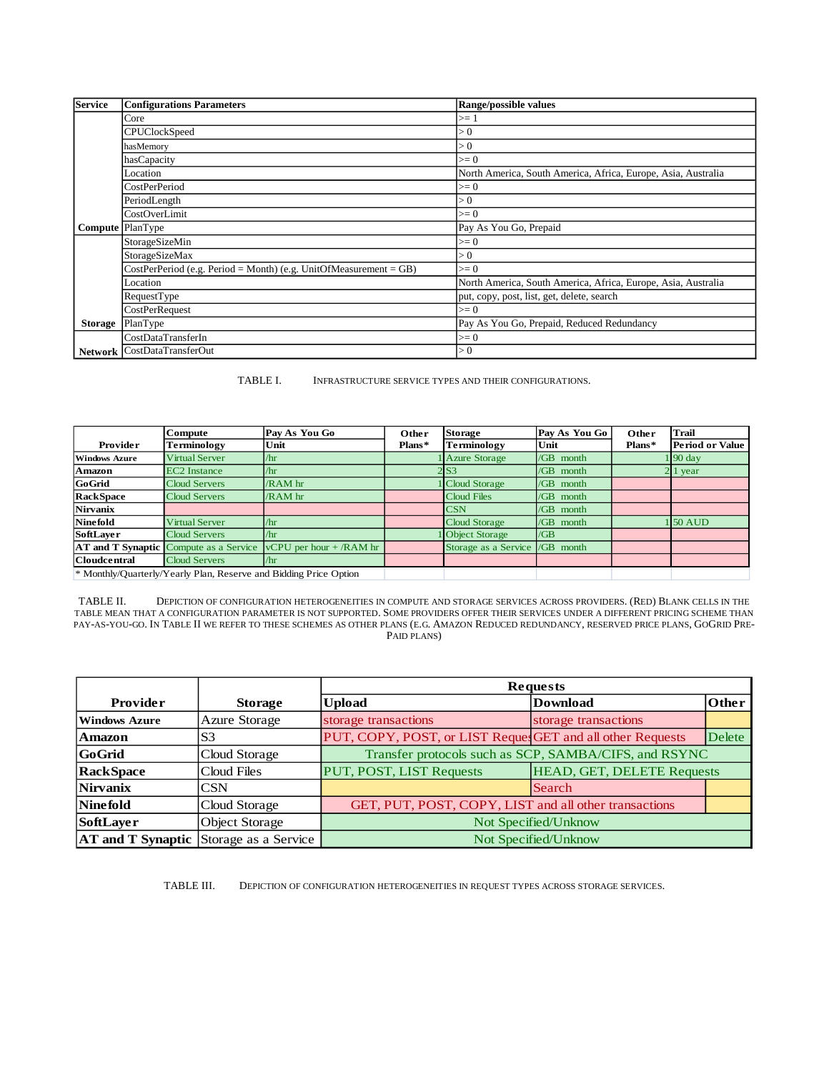| Service | Configurations Parameters | Range/possible values |
|---|---|---|
| Compute | Core | >= 1 |
| | CPUClockSpeed | > 0 |
| | hasMemory | > 0 |
| | hasCapacity | >= 0 |
| | Location | North America, South America, Africa, Europe, Asia, Australia |
| | CostPerPeriod | >= 0 |
| | PeriodLength | > 0 |
| | CostOverLimit | >= 0 |
| | PlanType | Pay As You Go, Prepaid |
| Storage | StorageSizeMin | >= 0 |
| | StorageSizeMax | > 0 |
| | CostPerPeriod (e.g. Period = Month) (e.g. UnitOfMeasurement = GB) | >= 0 |
| | Location | North America, South America, Africa, Europe, Asia, Australia |
| | RequestType | put, copy, post, list, get, delete, search |
| | CostPerRequest | >= 0 |
| | PlanType | Pay As You Go, Prepaid, Reduced Redundancy |
| Network | CostDataTransferIn | >= 0 |
| | CostDataTransferOut | > 0 |

TABLE I. INFRASTRUCTURE SERVICE TYPES AND THEIR CONFIGURATIONS.

| Provider | Compute Terminology | Pay As You Go Unit | Other Plans* | Storage Terminology | Pay As You Go Unit | Other Plans* | Trail Period or Value |
|---|---|---|---|---|---|---|---|
| Windows Azure | Virtual Server | /hr | 1 | Azure Storage | /GB month | 1 | 90 day |
| Amazon | EC2 Instance | /hr | 2 | S3 | /GB month | 2 | 1 year |
| GoGrid | Cloud Servers | /RAM hr | 1 | Cloud Storage | /GB month | | |
| RackSpace | Cloud Servers | /RAM hr | | Cloud Files | /GB month | | |
| Nirvanix | | | | CSN | /GB month | | |
| Ninefold | Virtual Server | /hr | | Cloud Storage | /GB month | 1 | 50 AUD |
| SoftLayer | Cloud Servers | /hr | 1 | Object Storage | /GB | | |
| AT and T Synaptic | Compute as a Service | vCPU per hour + /RAM hr | | Storage as a Service | /GB month | | |
| Cloudcentral | Cloud Servers | /hr | | | | | |

\* Monthly/Quarterly/Yearly Plan, Reserve and Bidding Price Option

TABLE II. DEPICTION OF CONFIGURATION HETEROGENEITIES IN COMPUTE AND STORAGE SERVICES ACROSS PROVIDERS. (RED) BLANK CELLS IN THE TABLE MEAN THAT A CONFIGURATION PARAMETER IS NOT SUPPORTED. SOME PROVIDERS OFFER THEIR SERVICES UNDER A DIFFERENT PRICING SCHEME THAN PAY-AS-YOU-GO. IN TABLE II WE REFER TO THESE SCHEMES AS OTHER PLANS (E.G. AMAZON REDUCED REDUNDANCY, RESERVED PRICE PLANS, GOGRID PRE-PAID PLANS)

| Provider | Storage | Requests: Upload | Requests: Download | Requests: Other |
|---|---|---|---|---|
| Windows Azure | Azure Storage | storage transactions | storage transactions | |
| Amazon | S3 | PUT, COPY, POST, or LIST Reques | GET and all other Requests | Delete |
| GoGrid | Cloud Storage | Transfer protocols such as SCP, SAMBA/CIFS, and RSYNC | | |
| RackSpace | Cloud Files | PUT, POST, LIST Requests | HEAD, GET, DELETE Requests | |
| Nirvanix | CSN | | Search | |
| Ninefold | Cloud Storage | GET, PUT, POST, COPY, LIST and all other transactions | | |
| SoftLayer | Object Storage | Not Specified/Unknow | | |
| AT and T Synaptic | Storage as a Service | Not Specified/Unknow | | |

TABLE III. DEPICTION OF CONFIGURATION HETEROGENEITIES IN REQUEST TYPES ACROSS STORAGE SERVICES.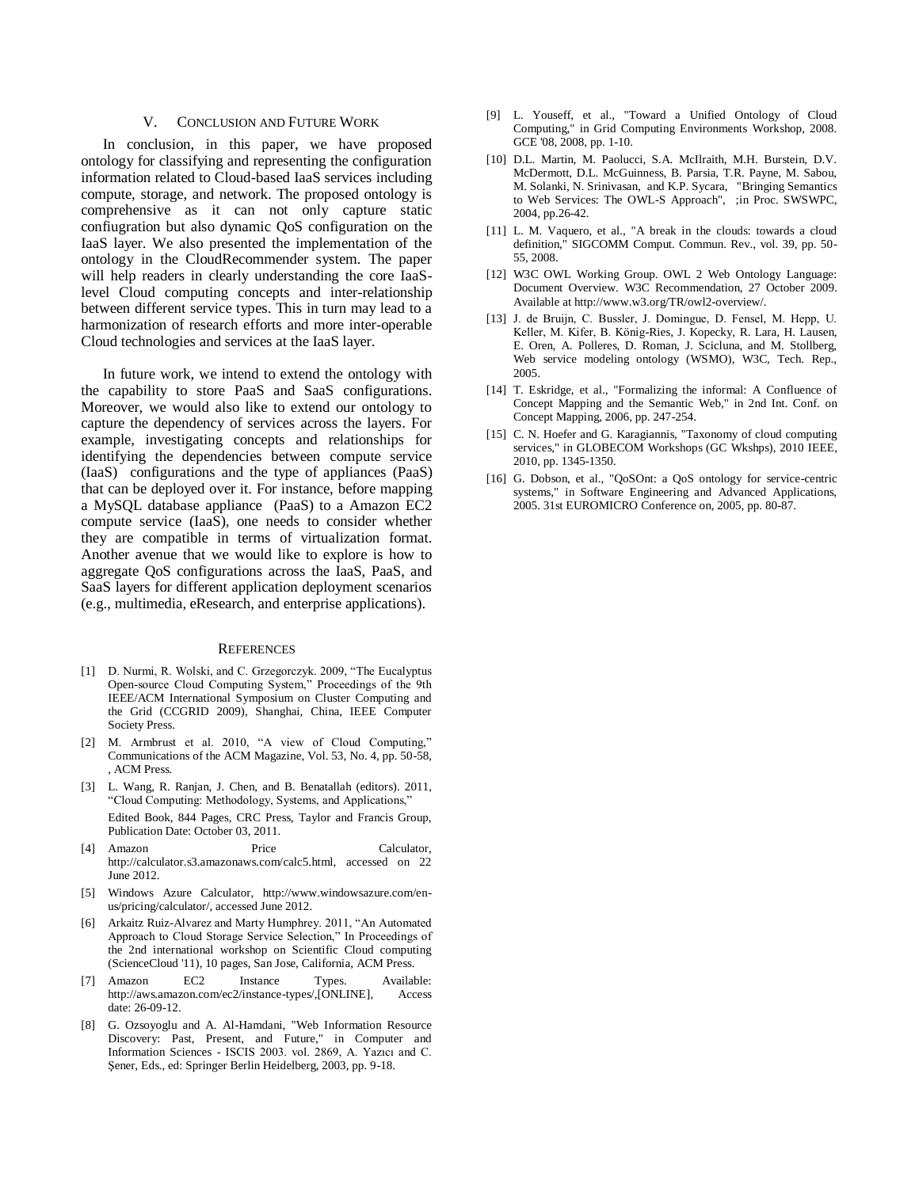## V. Conclusion and Future Work

In conclusion, in this paper, we have proposed ontology for classifying and representing the configuration information related to Cloud-based IaaS services including compute, storage, and network. The proposed ontology is comprehensive as it can not only capture static confiugration but also dynamic QoS configuration on the IaaS layer. We also presented the implementation of the ontology in the CloudRecommender system. The paper will help readers in clearly understanding the core IaaS-level Cloud computing concepts and inter-relationship between different service types. This in turn may lead to a harmonization of research efforts and more inter-operable Cloud technologies and services at the IaaS layer.

In future work, we intend to extend the ontology with the capability to store PaaS and SaaS configurations. Moreover, we would also like to extend our ontology to capture the dependency of services across the layers. For example, investigating concepts and relationships for identifying the dependencies between compute service (IaaS) configurations and the type of appliances (PaaS) that can be deployed over it. For instance, before mapping a MySQL database appliance (PaaS) to a Amazon EC2 compute service (IaaS), one needs to consider whether they are compatible in terms of virtualization format. Another avenue that we would like to explore is how to aggregate QoS configurations across the IaaS, PaaS, and SaaS layers for different application deployment scenarios (e.g., multimedia, eResearch, and enterprise applications).

## References

[1] D. Nurmi, R. Wolski, and C. Grzegorczyk. 2009, "The Eucalyptus Open-source Cloud Computing System," Proceedings of the 9th IEEE/ACM International Symposium on Cluster Computing and the Grid (CCGRID 2009), Shanghai, China, IEEE Computer Society Press.

[2] M. Armbrust et al. 2010, "A view of Cloud Computing," Communications of the ACM Magazine, Vol. 53, No. 4, pp. 50-58, , ACM Press.

[3] L. Wang, R. Ranjan, J. Chen, and B. Benatallah (editors). 2011, "Cloud Computing: Methodology, Systems, and Applications," Edited Book, 844 Pages, CRC Press, Taylor and Francis Group, Publication Date: October 03, 2011.

[4] Amazon Price Calculator, http://calculator.s3.amazonaws.com/calc5.html, accessed on 22 June 2012.

[5] Windows Azure Calculator, http://www.windowsazure.com/en-us/pricing/calculator/, accessed June 2012.

[6] Arkaitz Ruiz-Alvarez and Marty Humphrey. 2011, "An Automated Approach to Cloud Storage Service Selection," In Proceedings of the 2nd international workshop on Scientific Cloud computing (ScienceCloud '11), 10 pages, San Jose, California, ACM Press.

[7] Amazon EC2 Instance Types. Available: http://aws.amazon.com/ec2/instance-types/,[ONLINE], Access date: 26-09-12.

[8] G. Ozsoyoglu and A. Al-Hamdani, "Web Information Resource Discovery: Past, Present, and Future," in Computer and Information Sciences - ISCIS 2003. vol. 2869, A. Yazıcı and C. Şener, Eds., ed: Springer Berlin Heidelberg, 2003, pp. 9-18.

[9] L. Youseff, et al., "Toward a Unified Ontology of Cloud Computing," in Grid Computing Environments Workshop, 2008. GCE '08, 2008, pp. 1-10.

[10] D.L. Martin, M. Paolucci, S.A. McIlraith, M.H. Burstein, D.V. McDermott, D.L. McGuinness, B. Parsia, T.R. Payne, M. Sabou, M. Solanki, N. Srinivasan, and K.P. Sycara, "Bringing Semantics to Web Services: The OWL-S Approach", ;in Proc. SWSWPC, 2004, pp.26-42.

[11] L. M. Vaquero, et al., "A break in the clouds: towards a cloud definition," SIGCOMM Comput. Commun. Rev., vol. 39, pp. 50-55, 2008.

[12] W3C OWL Working Group. OWL 2 Web Ontology Language: Document Overview. W3C Recommendation, 27 October 2009. Available at http://www.w3.org/TR/owl2-overview/.

[13] J. de Bruijn, C. Bussler, J. Domingue, D. Fensel, M. Hepp, U. Keller, M. Kifer, B. König-Ries, J. Kopecky, R. Lara, H. Lausen, E. Oren, A. Polleres, D. Roman, J. Scicluna, and M. Stollberg, Web service modeling ontology (WSMO), W3C, Tech. Rep., 2005.

[14] T. Eskridge, et al., "Formalizing the informal: A Confluence of Concept Mapping and the Semantic Web," in 2nd Int. Conf. on Concept Mapping, 2006, pp. 247-254.

[15] C. N. Hoefer and G. Karagiannis, "Taxonomy of cloud computing services," in GLOBECOM Workshops (GC Wkshps), 2010 IEEE, 2010, pp. 1345-1350.

[16] G. Dobson, et al., "QoSOnt: a QoS ontology for service-centric systems," in Software Engineering and Advanced Applications, 2005. 31st EUROMICRO Conference on, 2005, pp. 80-87.